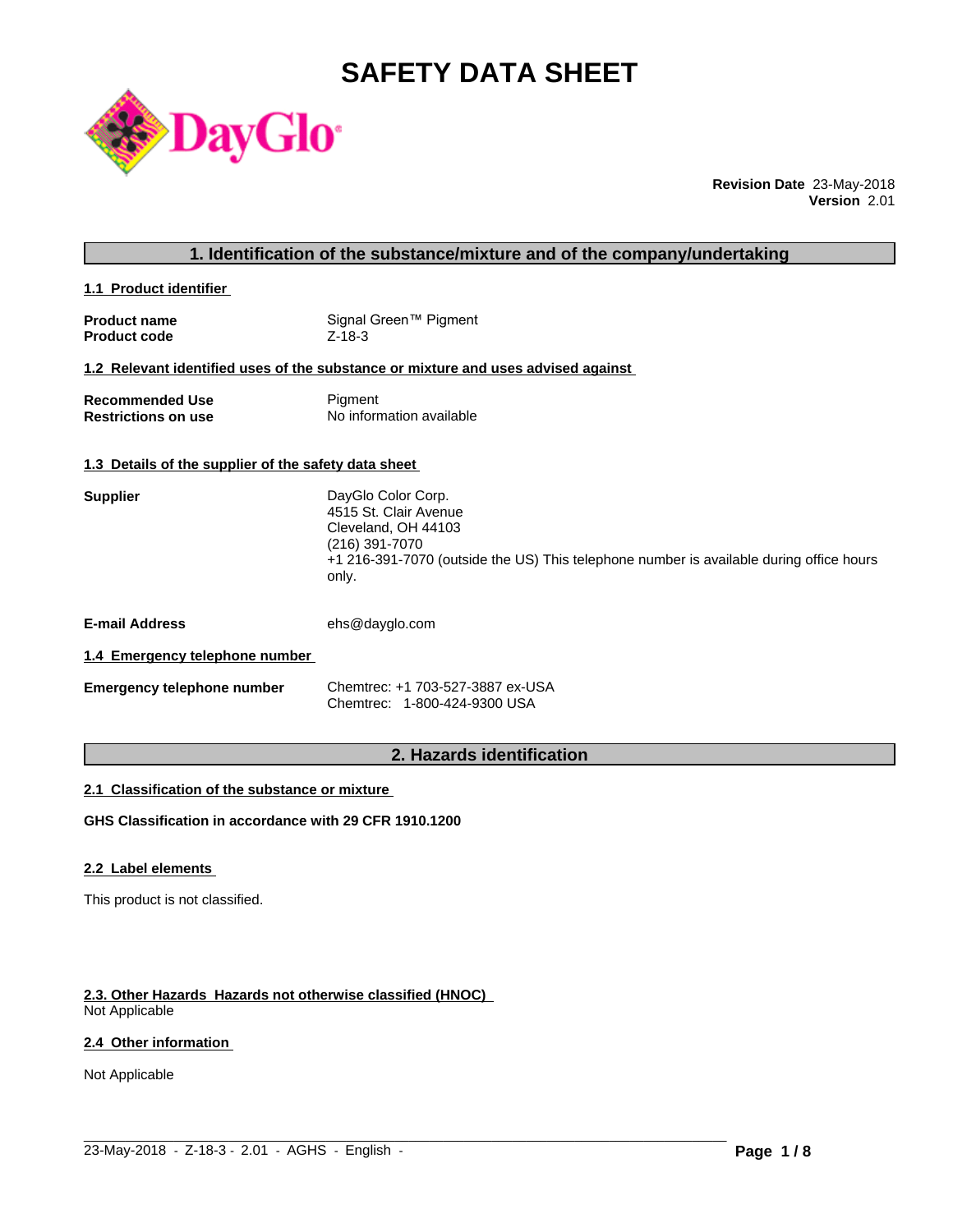# SAFETY DATA SHEET

**Revision Date** 23-May-2018
**Version** 2.01

## 1. Identification of the substance/mixture and of the company/undertaking

### 1.1 Product identifier

**Product name** Signal Green™ Pigment
**Product code** Z-18-3

### 1.2 Relevant identified uses of the substance or mixture and uses advised against

**Recommended Use** Pigment
**Restrictions on use** No information available

### 1.3 Details of the supplier of the safety data sheet

**Supplier**
DayGlo Color Corp.
4515 St. Clair Avenue
Cleveland, OH 44103
(216) 391-7070
+1 216-391-7070 (outside the US) This telephone number is available during office hours only.

**E-mail Address** ehs@dayglo.com

### 1.4 Emergency telephone number

**Emergency telephone number**
Chemtrec: +1 703-527-3887 ex-USA
Chemtrec: 1-800-424-9300 USA

## 2. Hazards identification

### 2.1 Classification of the substance or mixture

**GHS Classification in accordance with 29 CFR 1910.1200**

### 2.2 Label elements

This product is not classified.

### 2.3. Other Hazards Hazards not otherwise classified (HNOC)

Not Applicable

### 2.4 Other information

Not Applicable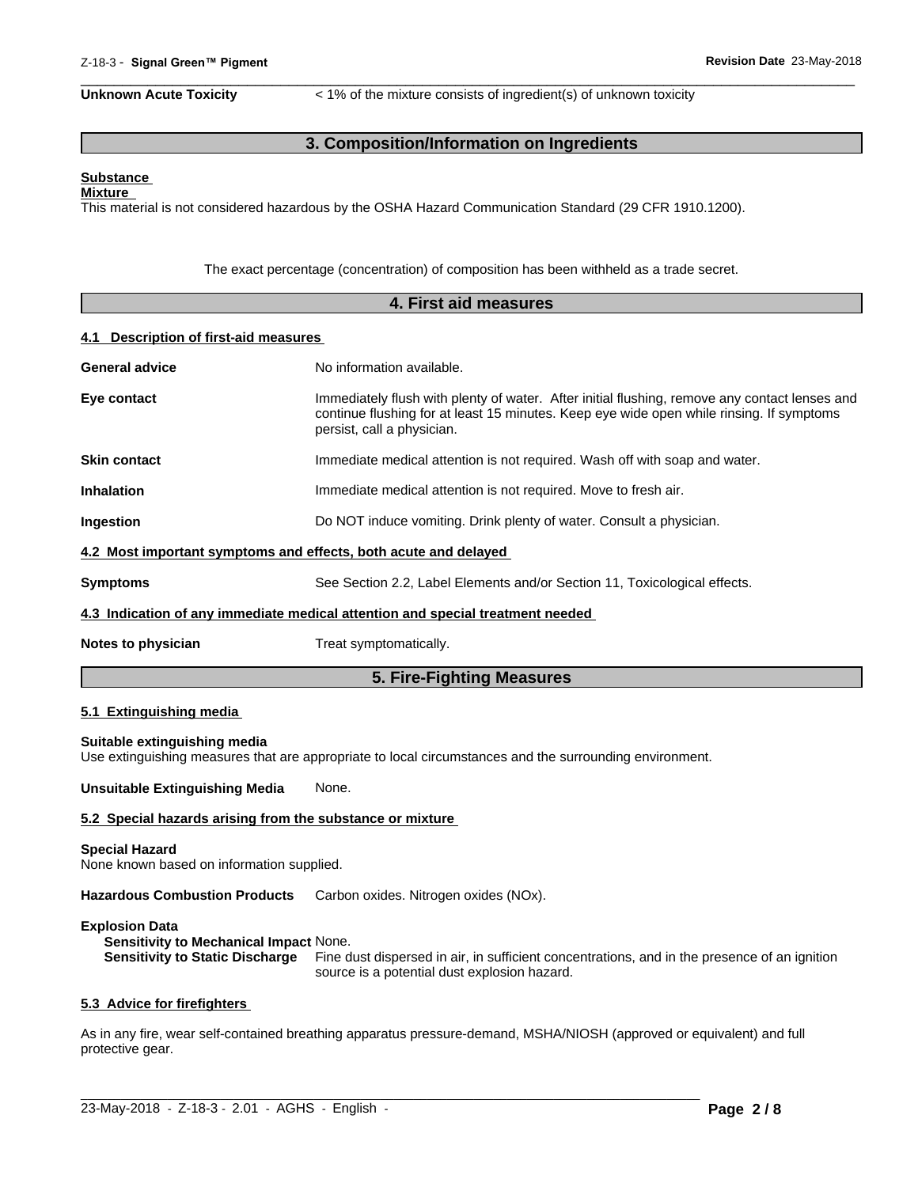**Unknown Acute Toxicity** < 1% of the mixture consists of ingredient(s) of unknown toxicity

## 3. Composition/Information on Ingredients

**Substance**

**Mixture**

This material is not considered hazardous by the OSHA Hazard Communication Standard (29 CFR 1910.1200).

The exact percentage (concentration) of composition has been withheld as a trade secret.

## 4. First aid measures

### 4.1 Description of first-aid measures

**General advice** No information available.

**Eye contact** Immediately flush with plenty of water. After initial flushing, remove any contact lenses and continue flushing for at least 15 minutes. Keep eye wide open while rinsing. If symptoms persist, call a physician.

**Skin contact** Immediate medical attention is not required. Wash off with soap and water.

**Inhalation** Immediate medical attention is not required. Move to fresh air.

**Ingestion** Do NOT induce vomiting. Drink plenty of water. Consult a physician.

### 4.2 Most important symptoms and effects, both acute and delayed

**Symptoms** See Section 2.2, Label Elements and/or Section 11, Toxicological effects.

### 4.3 Indication of any immediate medical attention and special treatment needed

**Notes to physician** Treat symptomatically.

## 5. Fire-Fighting Measures

### 5.1 Extinguishing media

**Suitable extinguishing media**

Use extinguishing measures that are appropriate to local circumstances and the surrounding environment.

**Unsuitable Extinguishing Media** None.

### 5.2 Special hazards arising from the substance or mixture

**Special Hazard**

None known based on information supplied.

**Hazardous Combustion Products** Carbon oxides. Nitrogen oxides (NOx).

**Explosion Data**

**Sensitivity to Mechanical Impact** None.

**Sensitivity to Static Discharge** Fine dust dispersed in air, in sufficient concentrations, and in the presence of an ignition source is a potential dust explosion hazard.

### 5.3 Advice for firefighters

As in any fire, wear self-contained breathing apparatus pressure-demand, MSHA/NIOSH (approved or equivalent) and full protective gear.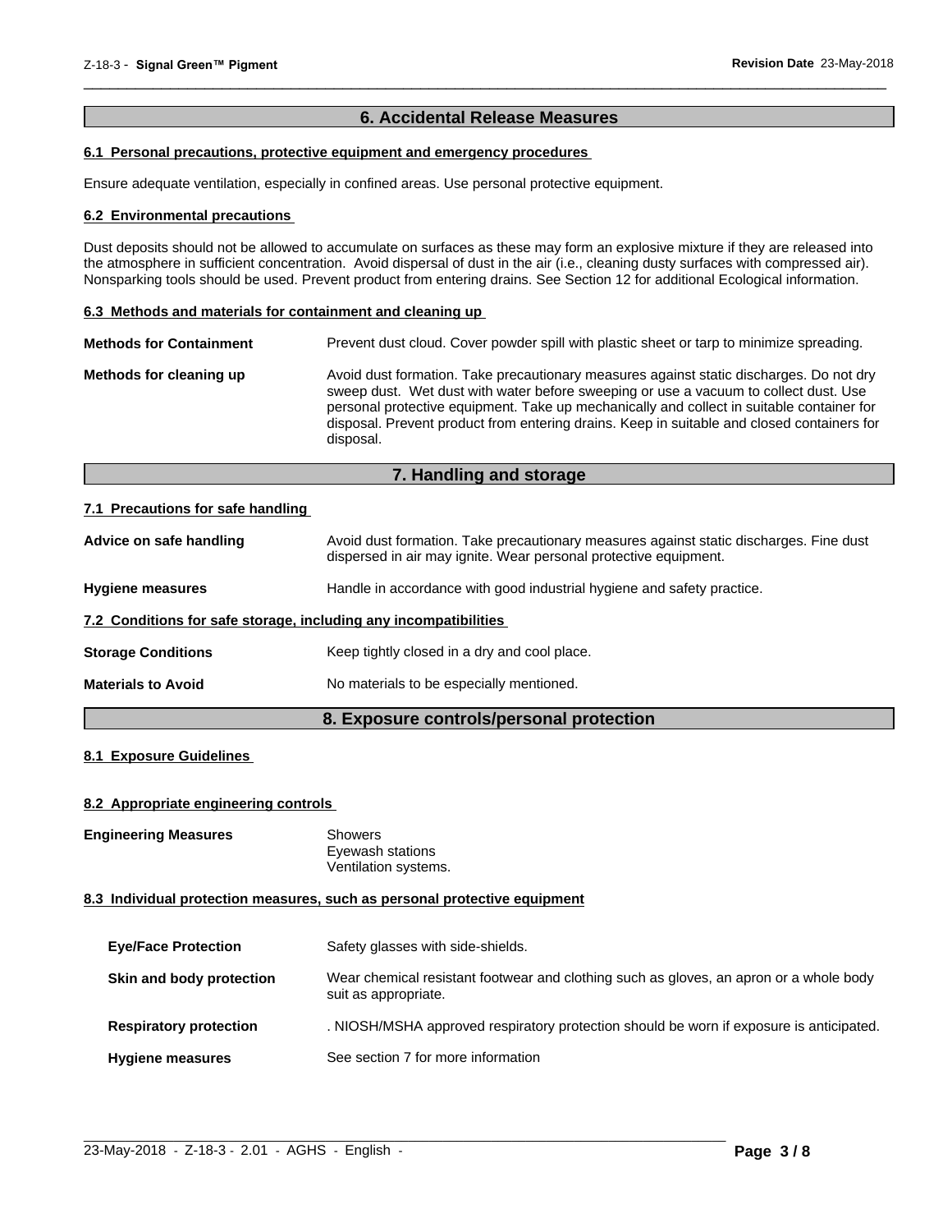## 6. Accidental Release Measures

### 6.1 Personal precautions, protective equipment and emergency procedures

Ensure adequate ventilation, especially in confined areas. Use personal protective equipment.

### 6.2 Environmental precautions

Dust deposits should not be allowed to accumulate on surfaces as these may form an explosive mixture if they are released into the atmosphere in sufficient concentration. Avoid dispersal of dust in the air (i.e., cleaning dusty surfaces with compressed air). Nonsparking tools should be used. Prevent product from entering drains. See Section 12 for additional Ecological information.

### 6.3 Methods and materials for containment and cleaning up

**Methods for Containment**
Prevent dust cloud. Cover powder spill with plastic sheet or tarp to minimize spreading.

**Methods for cleaning up**
Avoid dust formation. Take precautionary measures against static discharges. Do not dry sweep dust. Wet dust with water before sweeping or use a vacuum to collect dust. Use personal protective equipment. Take up mechanically and collect in suitable container for disposal. Prevent product from entering drains. Keep in suitable and closed containers for disposal.

## 7. Handling and storage

### 7.1 Precautions for safe handling

**Advice on safe handling**
Avoid dust formation. Take precautionary measures against static discharges. Fine dust dispersed in air may ignite. Wear personal protective equipment.

**Hygiene measures**
Handle in accordance with good industrial hygiene and safety practice.

### 7.2 Conditions for safe storage, including any incompatibilities

**Storage Conditions**
Keep tightly closed in a dry and cool place.

**Materials to Avoid**
No materials to be especially mentioned.

## 8. Exposure controls/personal protection

### 8.1 Exposure Guidelines

### 8.2 Appropriate engineering controls

**Engineering Measures**
Showers
Eyewash stations
Ventilation systems.

### 8.3 Individual protection measures, such as personal protective equipment

**Eye/Face Protection**
Safety glasses with side-shields.

**Skin and body protection**
Wear chemical resistant footwear and clothing such as gloves, an apron or a whole body suit as appropriate.

**Respiratory protection**
. NIOSH/MSHA approved respiratory protection should be worn if exposure is anticipated.

**Hygiene measures**
See section 7 for more information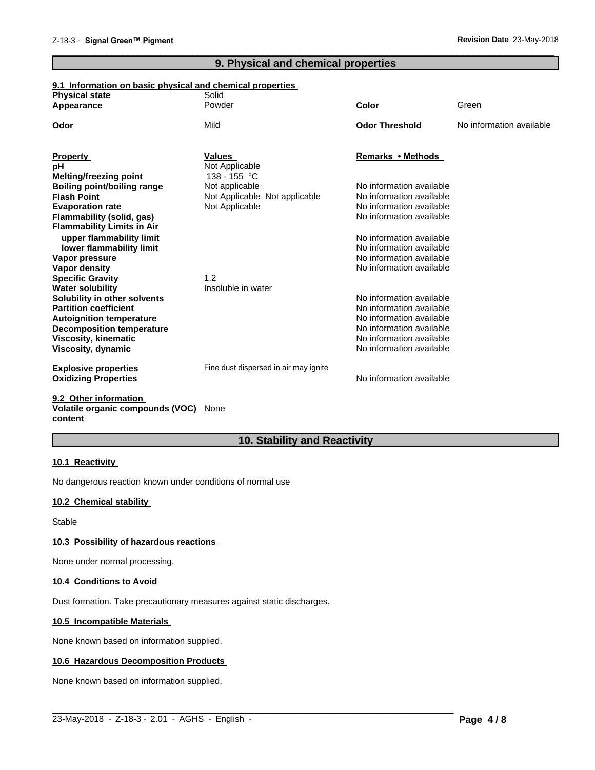## 9. Physical and chemical properties

### 9.1 Information on basic physical and chemical properties

| | | | |
|---|---|---|---|
| **Physical state** | Solid | | |
| **Appearance** | Powder | **Color** | Green |
| **Odor** | Mild | **Odor Threshold** | No information available |

| **Property** | **Values** | **Remarks • Methods** |
|---|---|---|
| **pH** | Not Applicable | |
| **Melting/freezing point** | 138 - 155 °C | |
| **Boiling point/boiling range** | Not applicable | No information available |
| **Flash Point** | Not Applicable Not applicable | No information available |
| **Evaporation rate** | Not Applicable | No information available |
| **Flammability (solid, gas)** | | No information available |
| **Flammability Limits in Air** | | |
| upper flammability limit | | No information available |
| lower flammability limit | | No information available |
| **Vapor pressure** | | No information available |
| **Vapor density** | | No information available |
| **Specific Gravity** | 1.2 | |
| **Water solubility** | Insoluble in water | |
| **Solubility in other solvents** | | No information available |
| **Partition coefficient** | | No information available |
| **Autoignition temperature** | | No information available |
| **Decomposition temperature** | | No information available |
| **Viscosity, kinematic** | | No information available |
| **Viscosity, dynamic** | | No information available |
| **Explosive properties** | Fine dust dispersed in air may ignite | |
| **Oxidizing Properties** | | No information available |

### 9.2 Other information

**Volatile organic compounds (VOC) content** None

## 10. Stability and Reactivity

### 10.1 Reactivity

No dangerous reaction known under conditions of normal use

### 10.2 Chemical stability

Stable

### 10.3 Possibility of hazardous reactions

None under normal processing.

### 10.4 Conditions to Avoid

Dust formation. Take precautionary measures against static discharges.

### 10.5 Incompatible Materials

None known based on information supplied.

### 10.6 Hazardous Decomposition Products

None known based on information supplied.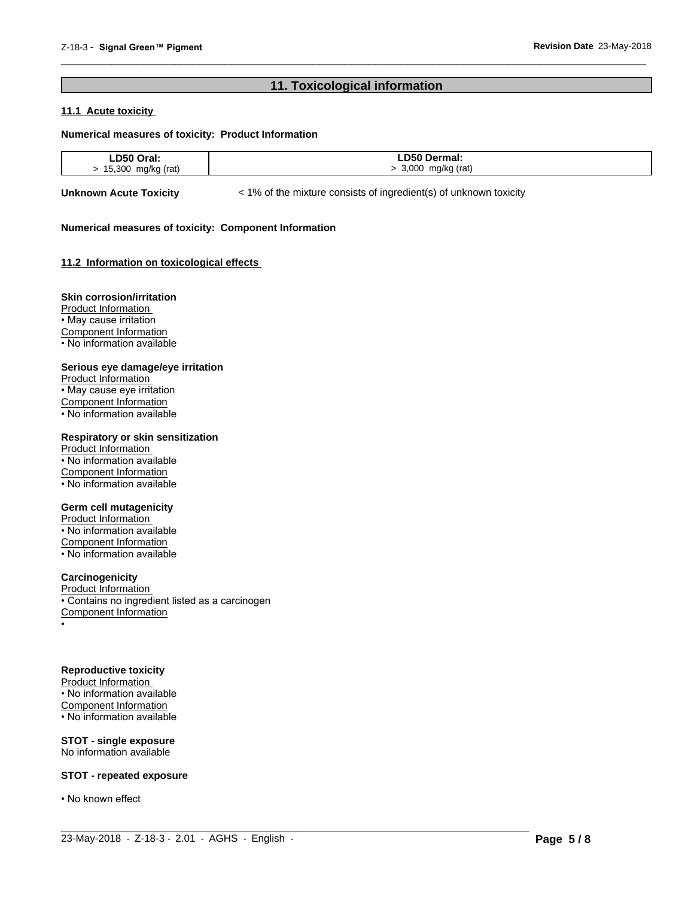## 11. Toxicological information

### 11.1 Acute toxicity

**Numerical measures of toxicity: Product Information**

| LD50 Oral: | LD50 Dermal: |
|---|---|
| > 15,300 mg/kg (rat) | > 3,000 mg/kg (rat) |

**Unknown Acute Toxicity** < 1% of the mixture consists of ingredient(s) of unknown toxicity

**Numerical measures of toxicity: Component Information**

### 11.2 Information on toxicological effects

**Skin corrosion/irritation**

Product Information
- May cause irritation

Component Information
- No information available

**Serious eye damage/eye irritation**

Product Information
- May cause eye irritation

Component Information
- No information available

**Respiratory or skin sensitization**

Product Information
- No information available

Component Information
- No information available

**Germ cell mutagenicity**

Product Information
- No information available

Component Information
- No information available

**Carcinogenicity**

Product Information
- Contains no ingredient listed as a carcinogen

Component Information
- 

**Reproductive toxicity**

Product Information
- No information available

Component Information
- No information available

**STOT - single exposure**

No information available

**STOT - repeated exposure**

- No known effect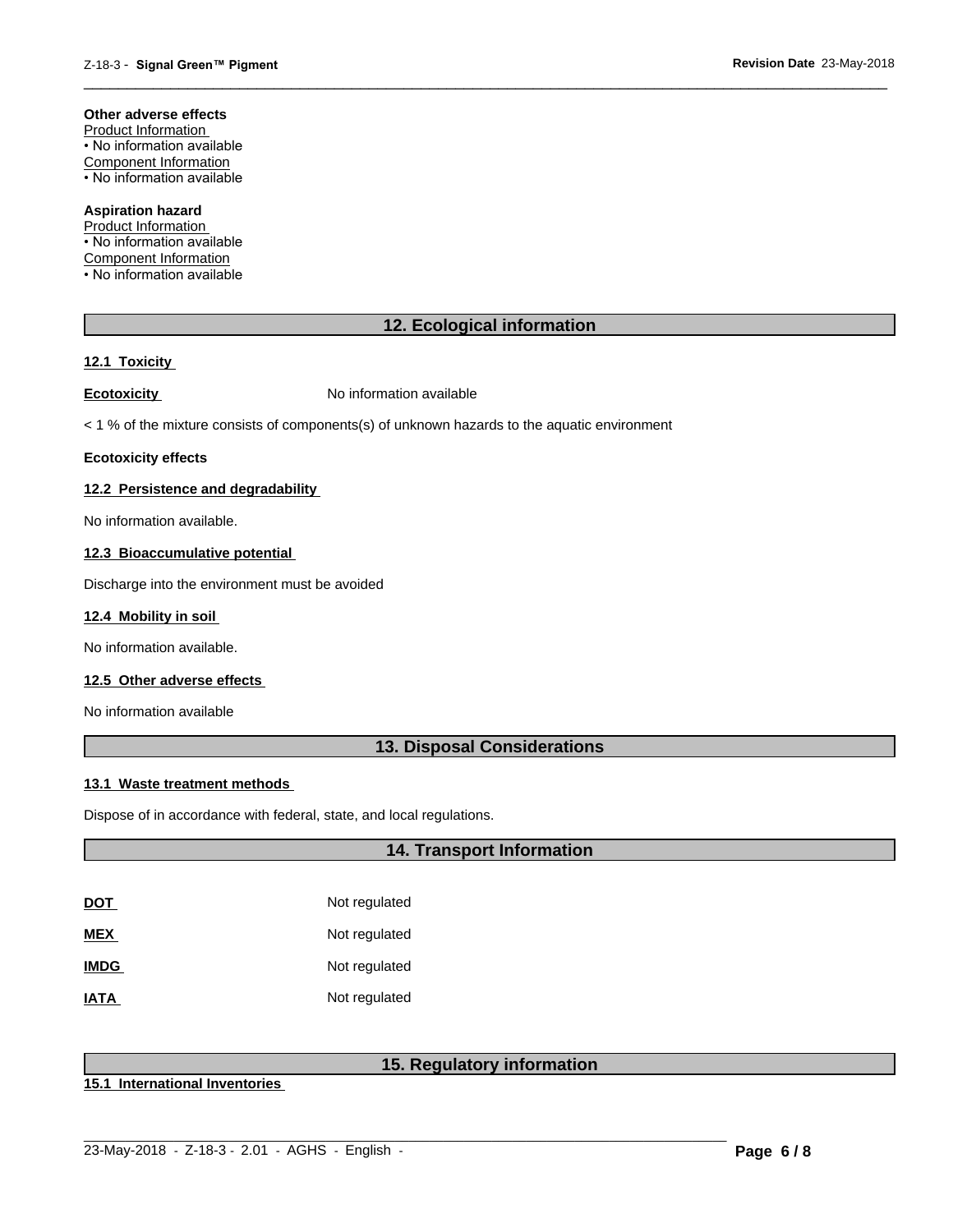**Other adverse effects**

Product Information
• No information available

Component Information
• No information available

**Aspiration hazard**

Product Information
• No information available

Component Information
• No information available

## 12. Ecological information

### 12.1 Toxicity

**Ecotoxicity** No information available

< 1 % of the mixture consists of components(s) of unknown hazards to the aquatic environment

**Ecotoxicity effects**

### 12.2 Persistence and degradability

No information available.

### 12.3 Bioaccumulative potential

Discharge into the environment must be avoided

### 12.4 Mobility in soil

No information available.

### 12.5 Other adverse effects

No information available

## 13. Disposal Considerations

### 13.1 Waste treatment methods

Dispose of in accordance with federal, state, and local regulations.

## 14. Transport Information

| | |
|---|---|
| **DOT** | Not regulated |
| **MEX** | Not regulated |
| **IMDG** | Not regulated |
| **IATA** | Not regulated |

## 15. Regulatory information

### 15.1 International Inventories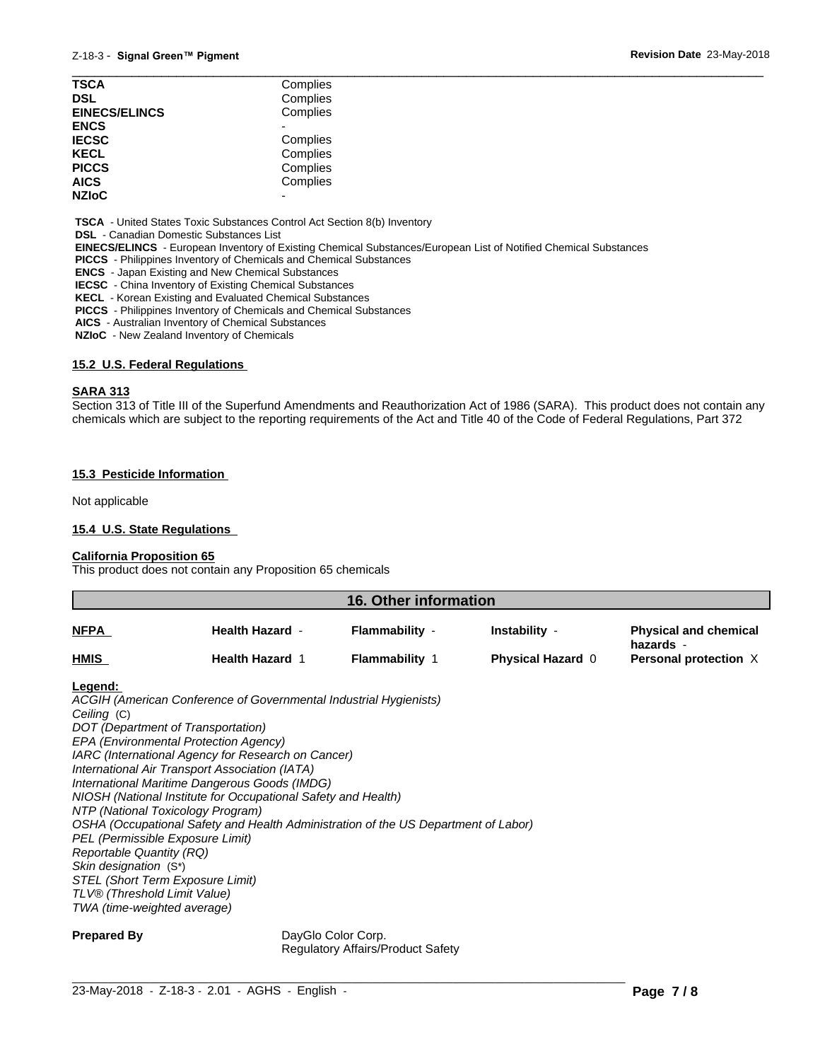| | |
|---|---|
| **TSCA** | Complies |
| **DSL** | Complies |
| **EINECS/ELINCS** | Complies |
| **ENCS** | - |
| **IECSC** | Complies |
| **KECL** | Complies |
| **PICCS** | Complies |
| **AICS** | Complies |
| **NZIoC** | - |

**TSCA** - United States Toxic Substances Control Act Section 8(b) Inventory
**DSL** - Canadian Domestic Substances List
**EINECS/ELINCS** - European Inventory of Existing Chemical Substances/European List of Notified Chemical Substances
**PICCS** - Philippines Inventory of Chemicals and Chemical Substances
**ENCS** - Japan Existing and New Chemical Substances
**IECSC** - China Inventory of Existing Chemical Substances
**KECL** - Korean Existing and Evaluated Chemical Substances
**PICCS** - Philippines Inventory of Chemicals and Chemical Substances
**AICS** - Australian Inventory of Chemical Substances
**NZIoC** - New Zealand Inventory of Chemicals

### 15.2 U.S. Federal Regulations

**SARA 313**

Section 313 of Title III of the Superfund Amendments and Reauthorization Act of 1986 (SARA). This product does not contain any chemicals which are subject to the reporting requirements of the Act and Title 40 of the Code of Federal Regulations, Part 372

### 15.3 Pesticide Information

Not applicable

### 15.4 U.S. State Regulations

**California Proposition 65**

This product does not contain any Proposition 65 chemicals

## 16. Other information

| | | | | |
|---|---|---|---|---|
| **NFPA** | **Health Hazard** - | **Flammability** - | **Instability** - | **Physical and chemical hazards** - |
| **HMIS** | **Health Hazard** 1 | **Flammability** 1 | **Physical Hazard** 0 | **Personal protection** X |

**Legend:**

*ACGIH (American Conference of Governmental Industrial Hygienists)*
*Ceiling* (C)
*DOT (Department of Transportation)*
*EPA (Environmental Protection Agency)*
*IARC (International Agency for Research on Cancer)*
*International Air Transport Association (IATA)*
*International Maritime Dangerous Goods (IMDG)*
*NIOSH (National Institute for Occupational Safety and Health)*
*NTP (National Toxicology Program)*
*OSHA (Occupational Safety and Health Administration of the US Department of Labor)*
*PEL (Permissible Exposure Limit)*
*Reportable Quantity (RQ)*
*Skin designation* (S*)
*STEL (Short Term Exposure Limit)*
*TLV® (Threshold Limit Value)*
*TWA (time-weighted average)*

**Prepared By** DayGlo Color Corp.
Regulatory Affairs/Product Safety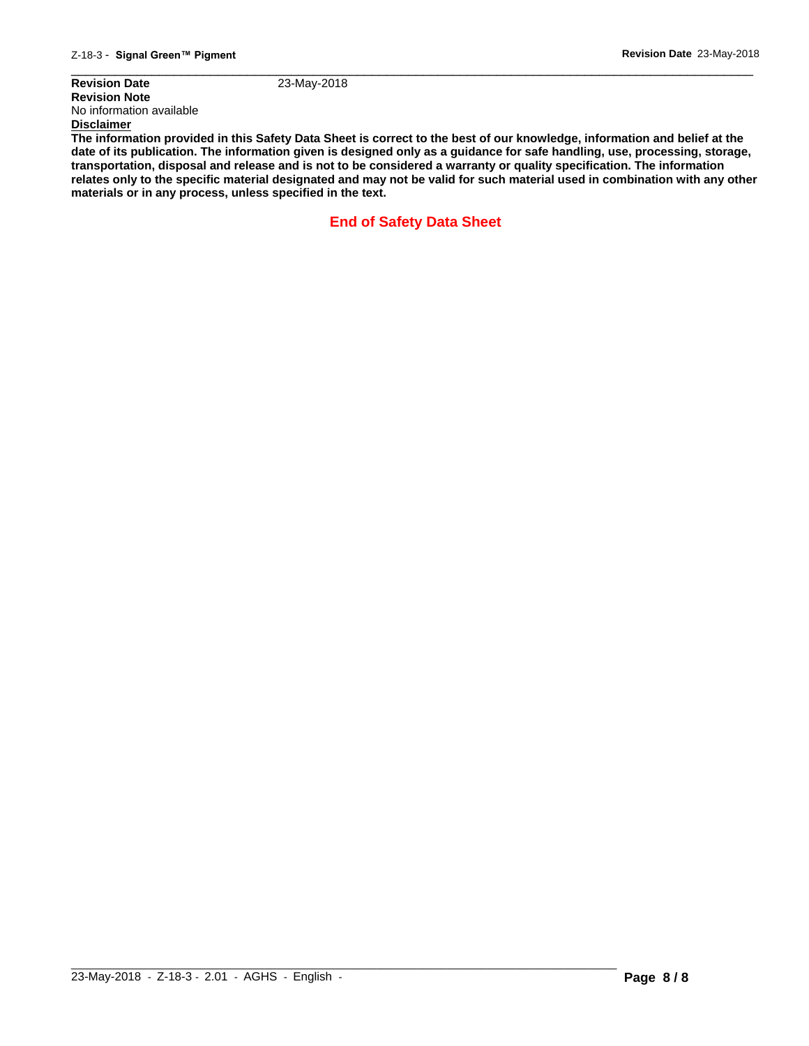**Revision Date** 23-May-2018

**Revision Note**

No information available

**Disclaimer**

**The information provided in this Safety Data Sheet is correct to the best of our knowledge, information and belief at the date of its publication. The information given is designed only as a guidance for safe handling, use, processing, storage, transportation, disposal and release and is not to be considered a warranty or quality specification. The information relates only to the specific material designated and may not be valid for such material used in combination with any other materials or in any process, unless specified in the text.**

**End of Safety Data Sheet**